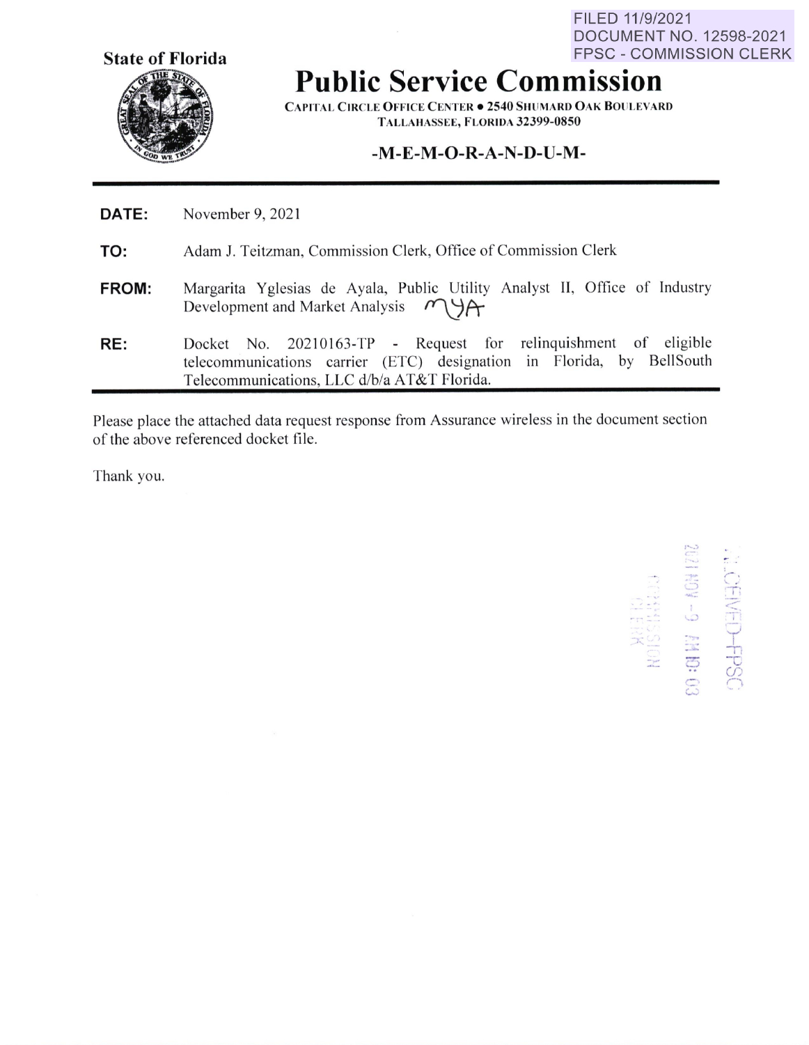FILED 11/9/2021
DOCUMENT NO. 12598-2021
FPSC - COMMISSION CLERK

**State of Florida**

# Public Service Commission

CAPITAL CIRCLE OFFICE CENTER • 2540 SHUMARD OAK BOULEVARD
TALLAHASSEE, FLORIDA 32399-0850

**-M-E-M-O-R-A-N-D-U-M-**

**DATE:** November 9, 2021

**TO:** Adam J. Teitzman, Commission Clerk, Office of Commission Clerk

**FROM:** Margarita Yglesias de Ayala, Public Utility Analyst II, Office of Industry Development and Market Analysis MYA

**RE:** Docket No. 20210163-TP - Request for relinquishment of eligible telecommunications carrier (ETC) designation in Florida, by BellSouth Telecommunications, LLC d/b/a AT&T Florida.

Please place the attached data request response from Assurance wireless in the document section of the above referenced docket file.

Thank you.

RECEIVED-FPSC
2021 NOV -9 AM 10:03
COMMISSION CLERK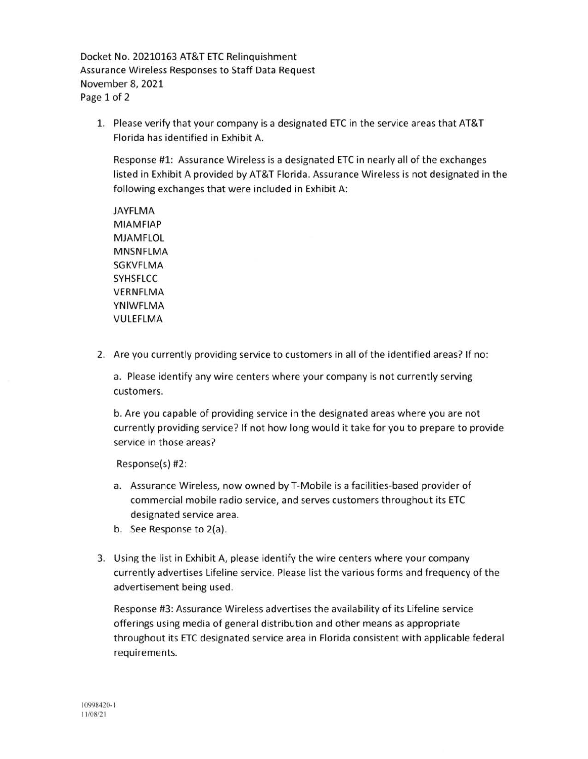Docket No. 20210163 AT&T ETC Relinquishment
Assurance Wireless Responses to Staff Data Request
November 8, 2021

1. Please verify that your company is a designated ETC in the service areas that AT&T Florida has identified in Exhibit A.

   Response #1: Assurance Wireless is a designated ETC in nearly all of the exchanges listed in Exhibit A provided by AT&T Florida. Assurance Wireless is not designated in the following exchanges that were included in Exhibit A:

   JAYFLMA
   MIAMFIAP
   MJAMFLOL
   MNSNFLMA
   SGKVFLMA
   SYHSFLCC
   VERNFLMA
   YNIWFLMA
   VULEFLMA

2. Are you currently providing service to customers in all of the identified areas? If no:

   a. Please identify any wire centers where your company is not currently serving customers.

   b. Are you capable of providing service in the designated areas where you are not currently providing service? If not how long would it take for you to prepare to provide service in those areas?

   Response(s) #2:

   a. Assurance Wireless, now owned by T-Mobile is a facilities-based provider of commercial mobile radio service, and serves customers throughout its ETC designated service area.
   b. See Response to 2(a).

3. Using the list in Exhibit A, please identify the wire centers where your company currently advertises Lifeline service. Please list the various forms and frequency of the advertisement being used.

   Response #3: Assurance Wireless advertises the availability of its Lifeline service offerings using media of general distribution and other means as appropriate throughout its ETC designated service area in Florida consistent with applicable federal requirements.

10998420-1
11/08/21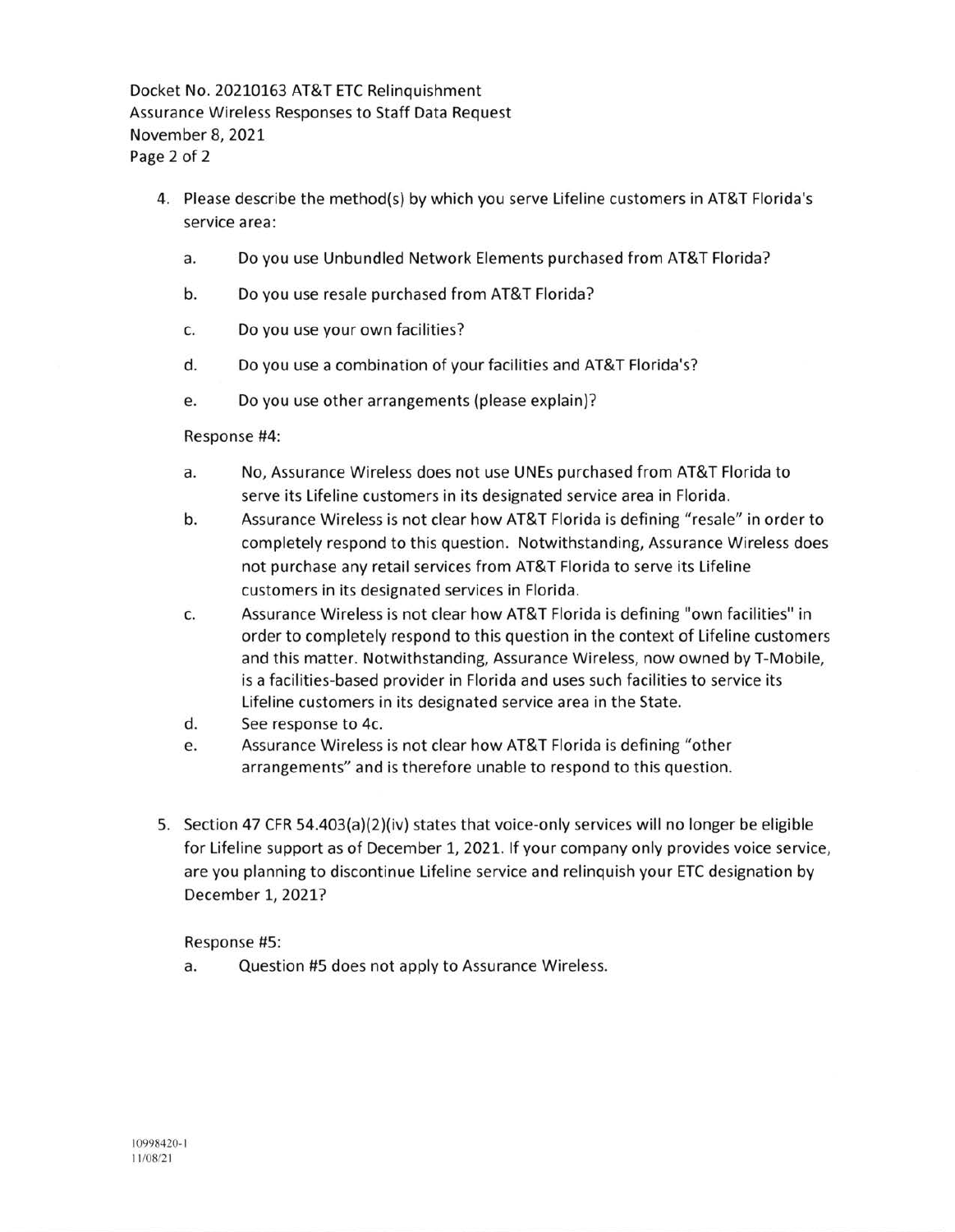4. Please describe the method(s) by which you serve Lifeline customers in AT&T Florida's service area:

   a. Do you use Unbundled Network Elements purchased from AT&T Florida?

   b. Do you use resale purchased from AT&T Florida?

   c. Do you use your own facilities?

   d. Do you use a combination of your facilities and AT&T Florida's?

   e. Do you use other arrangements (please explain)?

   Response #4:

   a. No, Assurance Wireless does not use UNEs purchased from AT&T Florida to serve its Lifeline customers in its designated service area in Florida.
   b. Assurance Wireless is not clear how AT&T Florida is defining "resale" in order to completely respond to this question. Notwithstanding, Assurance Wireless does not purchase any retail services from AT&T Florida to serve its Lifeline customers in its designated services in Florida.
   c. Assurance Wireless is not clear how AT&T Florida is defining "own facilities" in order to completely respond to this question in the context of Lifeline customers and this matter. Notwithstanding, Assurance Wireless, now owned by T-Mobile, is a facilities-based provider in Florida and uses such facilities to service its Lifeline customers in its designated service area in the State.
   d. See response to 4c.
   e. Assurance Wireless is not clear how AT&T Florida is defining "other arrangements" and is therefore unable to respond to this question.

5. Section 47 CFR 54.403(a)(2)(iv) states that voice-only services will no longer be eligible for Lifeline support as of December 1, 2021. If your company only provides voice service, are you planning to discontinue Lifeline service and relinquish your ETC designation by December 1, 2021?

   Response #5:

   a. Question #5 does not apply to Assurance Wireless.

10998420-1
11/08/21